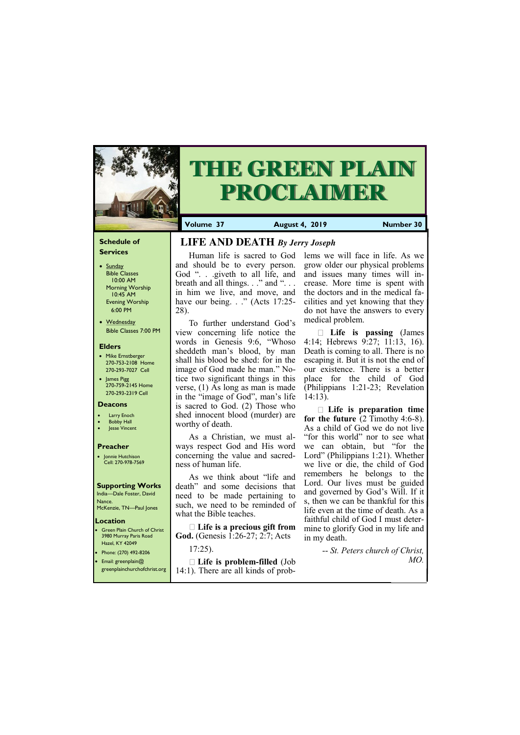# THE GREEN PLAIN PROCLAIMER

**Volume 37** | **August 4, 2019** | **Number 30**

## Schedule of Services

- Sunday
  Bible Classes 10:00 AM
  Morning Worship 10:45 AM
  Evening Worship 6:00 PM
- Wednesday
  Bible Classes 7:00 PM

## Elders

- Mike Ernstberger
  270-753-2108 Home
  270-293-7027 Cell
- James Pigg
  270-759-2145 Home
  270-293-2319 Cell

## Deacons

- Larry Enoch
- Bobby Hall
- Jesse Vincent

## Preacher

- Jonnie Hutchison
  Cell: 270-978-7569

## Supporting Works

India—Dale Foster, David Nance.
McKenzie, TN—Paul Jones

## Location

- Green Plain Church of Christ
  3980 Murray Paris Road
  Hazel, KY 42049
- Phone: (270) 492-8206
- Email: greenplain@greenplainchurchofchrist.org

## LIFE AND DEATH *By Jerry Joseph*

Human life is sacred to God and should be to every person. God ". . .giveth to all life, and breath and all things. . ." and ". . . in him we live, and move, and have our being. . ." (Acts 17:25-28).

To further understand God's view concerning life notice the words in Genesis 9:6, "Whoso sheddeth man's blood, by man shall his blood be shed: for in the image of God made he man." Notice two significant things in this verse, (1) As long as man is made in the "image of God", man's life is sacred to God. (2) Those who shed innocent blood (murder) are worthy of death.

As a Christian, we must always respect God and His word concerning the value and sacredness of human life.

As we think about "life and death" and some decisions that need to be made pertaining to such, we need to be reminded of what the Bible teaches.

- **Life is a precious gift from God.** (Genesis 1:26-27; 2:7; Acts 17:25).

- **Life is problem-filled** (Job 14:1). There are all kinds of problems we will face in life. As we grow older our physical problems and issues many times will increase. More time is spent with the doctors and in the medical facilities and yet knowing that they do not have the answers to every medical problem.

- **Life is passing** (James 4:14; Hebrews 9:27; 11:13, 16). Death is coming to all. There is no escaping it. But it is not the end of our existence. There is a better place for the child of God (Philippians 1:21-23; Revelation 14:13).

- **Life is preparation time for the future** (2 Timothy 4:6-8). As a child of God we do not live "for this world" nor to see what we can obtain, but "for the Lord" (Philippians 1:21). Whether we live or die, the child of God remembers he belongs to the Lord. Our lives must be guided and governed by God's Will. If it s, then we can be thankful for this life even at the time of death. As a faithful child of God I must determine to glorify God in my life and in my death.

*-- St. Peters church of Christ, MO.*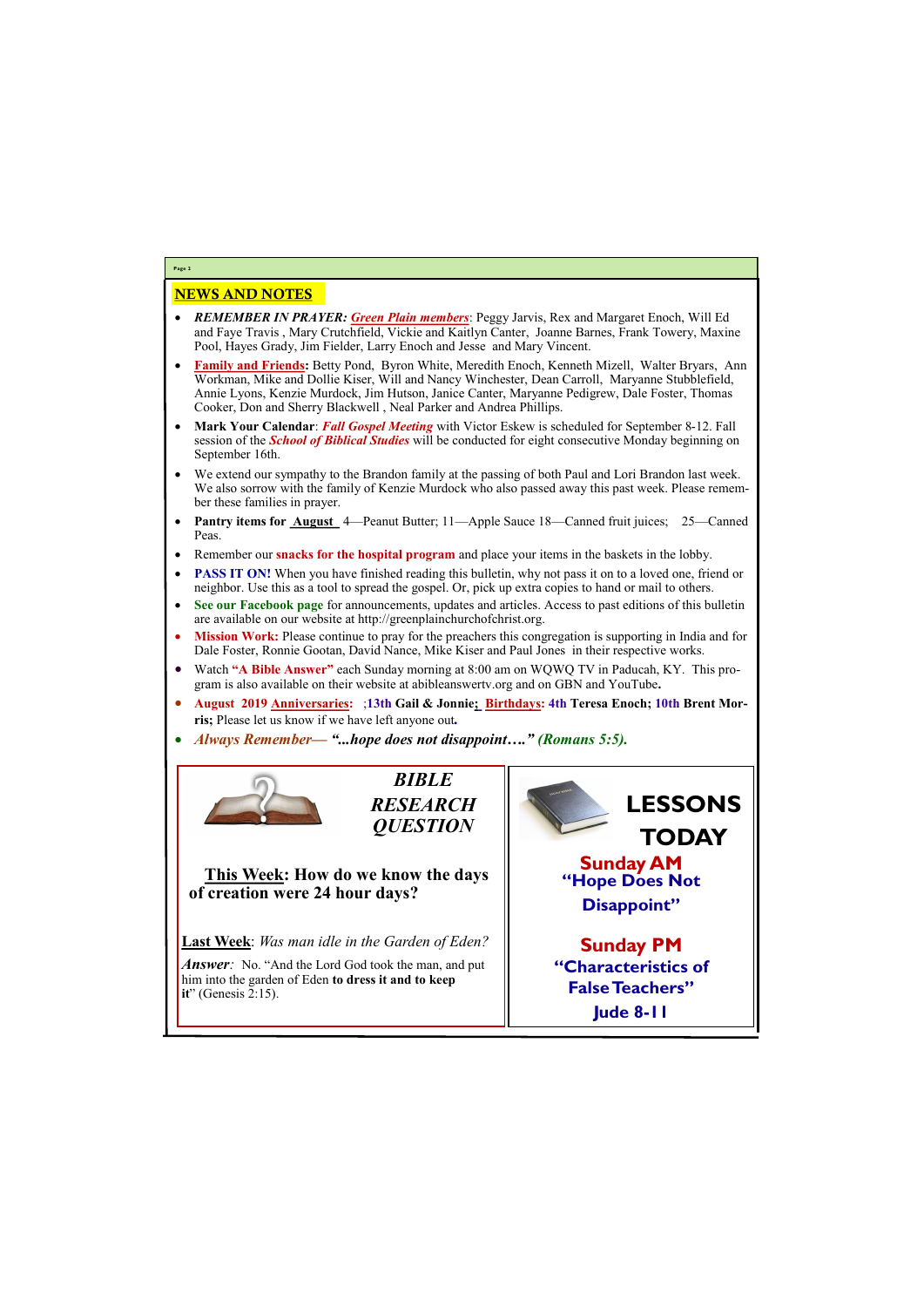## NEWS AND NOTES

- ***REMEMBER IN PRAYER:*** ***Green Plain members***: Peggy Jarvis, Rex and Margaret Enoch, Will Ed and Faye Travis , Mary Crutchfield, Vickie and Kaitlyn Canter, Joanne Barnes, Frank Towery, Maxine Pool, Hayes Grady, Jim Fielder, Larry Enoch and Jesse and Mary Vincent.
- **Family and Friends:** Betty Pond, Byron White, Meredith Enoch, Kenneth Mizell, Walter Bryars, Ann Workman, Mike and Dollie Kiser, Will and Nancy Winchester, Dean Carroll, Maryanne Stubblefield, Annie Lyons, Kenzie Murdock, Jim Hutson, Janice Canter, Maryanne Pedigrew, Dale Foster, Thomas Cooker, Don and Sherry Blackwell , Neal Parker and Andrea Phillips.
- **Mark Your Calendar**: ***Fall Gospel Meeting*** with Victor Eskew is scheduled for September 8-12. Fall session of the ***School of Biblical Studies*** will be conducted for eight consecutive Monday beginning on September 16th.
- We extend our sympathy to the Brandon family at the passing of both Paul and Lori Brandon last week. We also sorrow with the family of Kenzie Murdock who also passed away this past week. Please remember these families in prayer.
- **Pantry items for August** 4—Peanut Butter; 11—Apple Sauce 18—Canned fruit juices; 25—Canned Peas.
- Remember our **snacks for the hospital program** and place your items in the baskets in the lobby.
- **PASS IT ON!** When you have finished reading this bulletin, why not pass it on to a loved one, friend or neighbor. Use this as a tool to spread the gospel. Or, pick up extra copies to hand or mail to others.
- **See our Facebook page** for announcements, updates and articles. Access to past editions of this bulletin are available on our website at http://greenplainchurchofchrist.org.
- **Mission Work:** Please continue to pray for the preachers this congregation is supporting in India and for Dale Foster, Ronnie Gootan, David Nance, Mike Kiser and Paul Jones in their respective works.
- Watch **"A Bible Answer"** each Sunday morning at 8:00 am on WQWQ TV in Paducah, KY. This program is also available on their website at abibleanswertv.org and on GBN and YouTube**.**
- **August 2019 Anniversaries:** ;**13th Gail & Jonnie; Birthdays: 4th Teresa Enoch; 10th Brent Morris;** Please let us know if we have left anyone out**.**
- ***Always Remember— "...hope does not disappoint…." (Romans 5:5).***

### *BIBLE RESEARCH QUESTION*

**This Week: How do we know the days of creation were 24 hour days?**

**Last Week**: *Was man idle in the Garden of Eden?*

***Answer:*** No. "And the Lord God took the man, and put him into the garden of Eden to **dress it and to keep it**" (Genesis 2:15).

### LESSONS TODAY

**Sunday AM**
**"Hope Does Not Disappoint"**

**Sunday PM**
**"Characteristics of False Teachers"**
**Jude 8-11**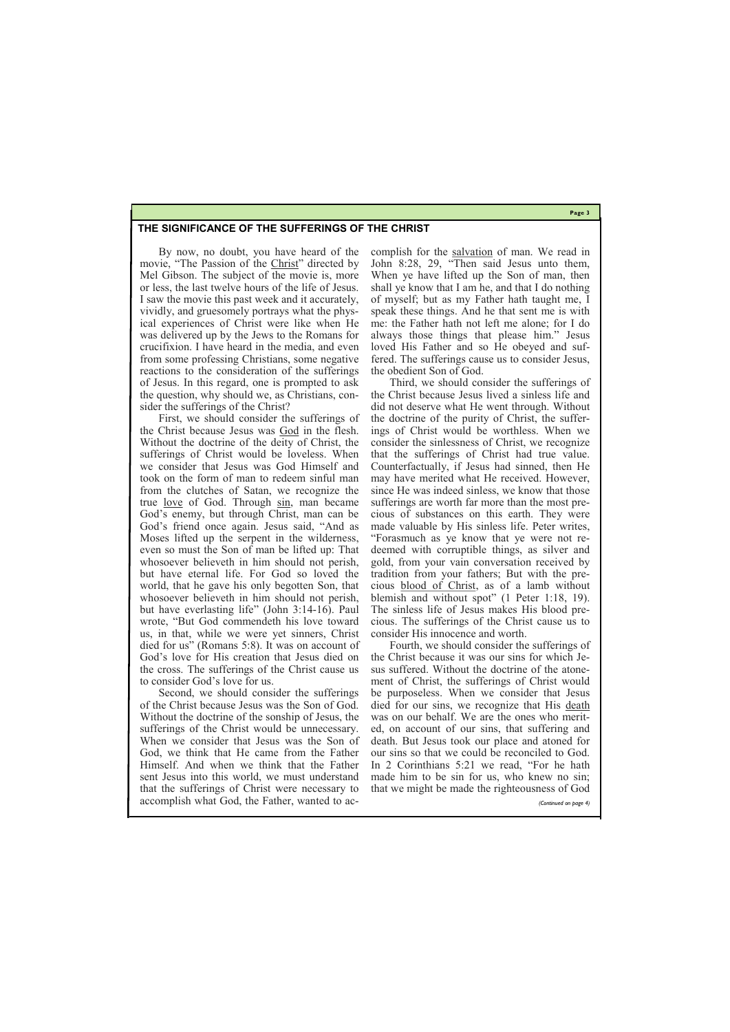## THE SIGNIFICANCE OF THE SUFFERINGS OF THE CHRIST

By now, no doubt, you have heard of the movie, "The Passion of the Christ" directed by Mel Gibson. The subject of the movie is, more or less, the last twelve hours of the life of Jesus. I saw the movie this past week and it accurately, vividly, and gruesomely portrays what the physical experiences of Christ were like when He was delivered up by the Jews to the Romans for crucifixion. I have heard in the media, and even from some professing Christians, some negative reactions to the consideration of the sufferings of Jesus. In this regard, one is prompted to ask the question, why should we, as Christians, consider the sufferings of the Christ?

First, we should consider the sufferings of the Christ because Jesus was God in the flesh. Without the doctrine of the deity of Christ, the sufferings of Christ would be loveless. When we consider that Jesus was God Himself and took on the form of man to redeem sinful man from the clutches of Satan, we recognize the true love of God. Through sin, man became God's enemy, but through Christ, man can be God's friend once again. Jesus said, "And as Moses lifted up the serpent in the wilderness, even so must the Son of man be lifted up: That whosoever believeth in him should not perish, but have eternal life. For God so loved the world, that he gave his only begotten Son, that whosoever believeth in him should not perish, but have everlasting life" (John 3:14-16). Paul wrote, "But God commendeth his love toward us, in that, while we were yet sinners, Christ died for us" (Romans 5:8). It was on account of God's love for His creation that Jesus died on the cross. The sufferings of the Christ cause us to consider God's love for us.

Second, we should consider the sufferings of the Christ because Jesus was the Son of God. Without the doctrine of the sonship of Jesus, the sufferings of the Christ would be unnecessary. When we consider that Jesus was the Son of God, we think that He came from the Father Himself. And when we think that the Father sent Jesus into this world, we must understand that the sufferings of Christ were necessary to accomplish what God, the Father, wanted to accomplish for the salvation of man. We read in John 8:28, 29, "Then said Jesus unto them, When ye have lifted up the Son of man, then shall ye know that I am he, and that I do nothing of myself; but as my Father hath taught me, I speak these things. And he that sent me is with me: the Father hath not left me alone; for I do always those things that please him." Jesus loved His Father and so He obeyed and suffered. The sufferings cause us to consider Jesus, the obedient Son of God.

Third, we should consider the sufferings of the Christ because Jesus lived a sinless life and did not deserve what He went through. Without the doctrine of the purity of Christ, the sufferings of Christ would be worthless. When we consider the sinlessness of Christ, we recognize that the sufferings of Christ had true value. Counterfactually, if Jesus had sinned, then He may have merited what He received. However, since He was indeed sinless, we know that those sufferings are worth far more than the most precious of substances on this earth. They were made valuable by His sinless life. Peter writes, "Forasmuch as ye know that ye were not redeemed with corruptible things, as silver and gold, from your vain conversation received by tradition from your fathers; But with the precious blood of Christ, as of a lamb without blemish and without spot" (1 Peter 1:18, 19). The sinless life of Jesus makes His blood precious. The sufferings of the Christ cause us to consider His innocence and worth.

Fourth, we should consider the sufferings of the Christ because it was our sins for which Jesus suffered. Without the doctrine of the atonement of Christ, the sufferings of Christ would be purposeless. When we consider that Jesus died for our sins, we recognize that His death was on our behalf. We are the ones who merited, on account of our sins, that suffering and death. But Jesus took our place and atoned for our sins so that we could be reconciled to God. In 2 Corinthians 5:21 we read, "For he hath made him to be sin for us, who knew no sin; that we might be made the righteousness of God

*(Continued on page 4)*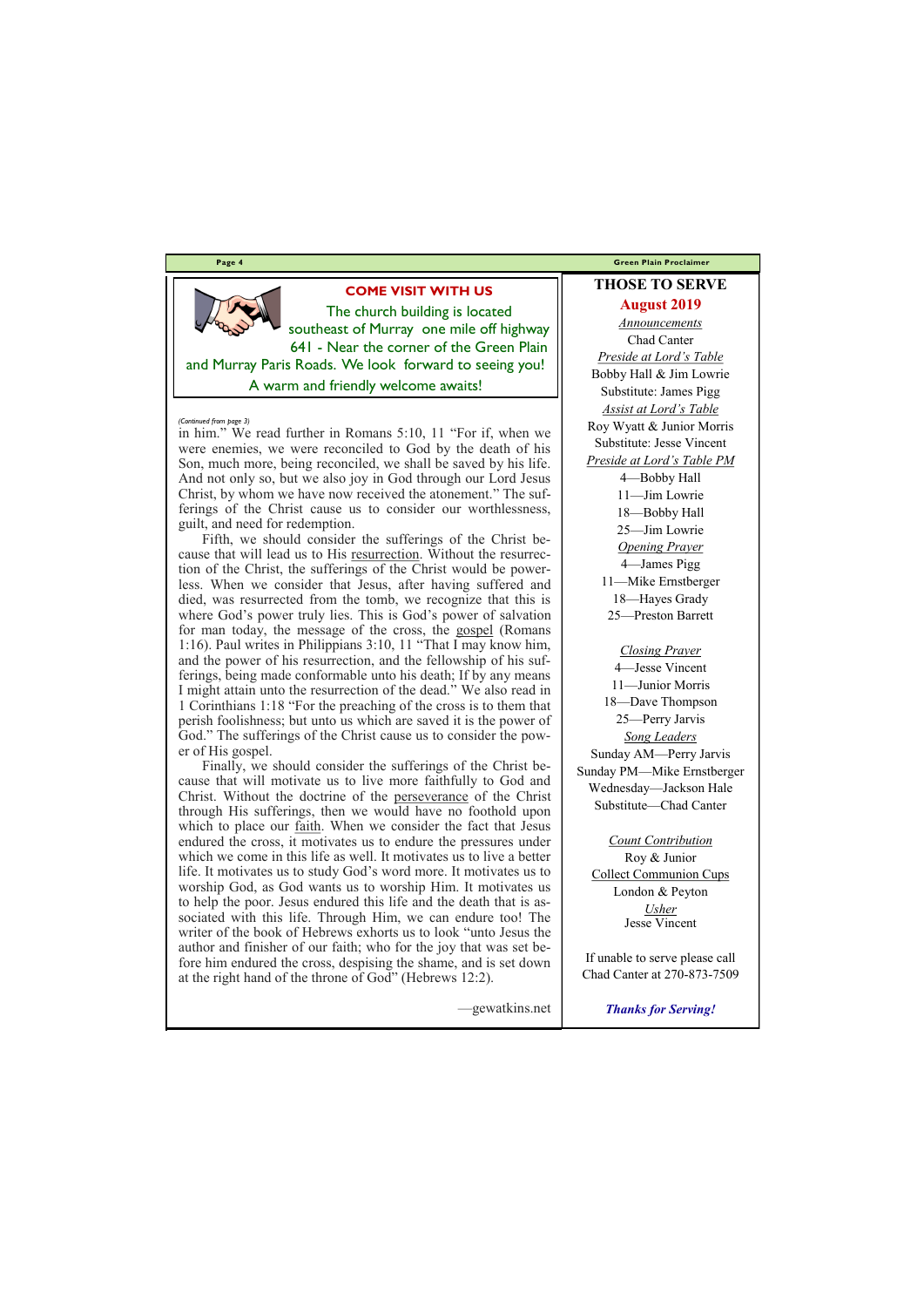## COME VISIT WITH US

The church building is located southeast of Murray one mile off highway 641 - Near the corner of the Green Plain and Murray Paris Roads. We look forward to seeing you! A warm and friendly welcome awaits!

*(Continued from page 3)*

in him." We read further in Romans 5:10, 11 "For if, when we were enemies, we were reconciled to God by the death of his Son, much more, being reconciled, we shall be saved by his life. And not only so, but we also joy in God through our Lord Jesus Christ, by whom we have now received the atonement." The sufferings of the Christ cause us to consider our worthlessness, guilt, and need for redemption.

Fifth, we should consider the sufferings of the Christ because that will lead us to His resurrection. Without the resurrection of the Christ, the sufferings of the Christ would be powerless. When we consider that Jesus, after having suffered and died, was resurrected from the tomb, we recognize that this is where God's power truly lies. This is God's power of salvation for man today, the message of the cross, the gospel (Romans 1:16). Paul writes in Philippians 3:10, 11 "That I may know him, and the power of his resurrection, and the fellowship of his sufferings, being made conformable unto his death; If by any means I might attain unto the resurrection of the dead." We also read in 1 Corinthians 1:18 "For the preaching of the cross is to them that perish foolishness; but unto us which are saved it is the power of God." The sufferings of the Christ cause us to consider the power of His gospel.

Finally, we should consider the sufferings of the Christ because that will motivate us to live more faithfully to God and Christ. Without the doctrine of the perseverance of the Christ through His sufferings, then we would have no foothold upon which to place our faith. When we consider the fact that Jesus endured the cross, it motivates us to endure the pressures under which we come in this life as well. It motivates us to live a better life. It motivates us to study God's word more. It motivates us to worship God, as God wants us to worship Him. It motivates us to help the poor. Jesus endured this life and the death that is associated with this life. Through Him, we can endure too! The writer of the book of Hebrews exhorts us to look "unto Jesus the author and finisher of our faith; who for the joy that was set before him endured the cross, despising the shame, and is set down at the right hand of the throne of God" (Hebrews 12:2).

—gewatkins.net

## THOSE TO SERVE

### August 2019

*Announcements*
Chad Canter

*Preside at Lord's Table*
Bobby Hall & Jim Lowrie
Substitute: James Pigg

*Assist at Lord's Table*
Roy Wyatt & Junior Morris
Substitute: Jesse Vincent

*Preside at Lord's Table PM*
4—Bobby Hall
11—Jim Lowrie
18—Bobby Hall
25—Jim Lowrie

*Opening Prayer*
4—James Pigg
11—Mike Ernstberger
18—Hayes Grady
25—Preston Barrett

*Closing Prayer*
4—Jesse Vincent
11—Junior Morris
18—Dave Thompson
25—Perry Jarvis

*Song Leaders*
Sunday AM—Perry Jarvis
Sunday PM—Mike Ernstberger
Wednesday—Jackson Hale
Substitute—Chad Canter

*Count Contribution*
Roy & Junior

*Collect Communion Cups*
London & Peyton

*Usher*
Jesse Vincent

If unable to serve please call Chad Canter at 270-873-7509

***Thanks for Serving!***